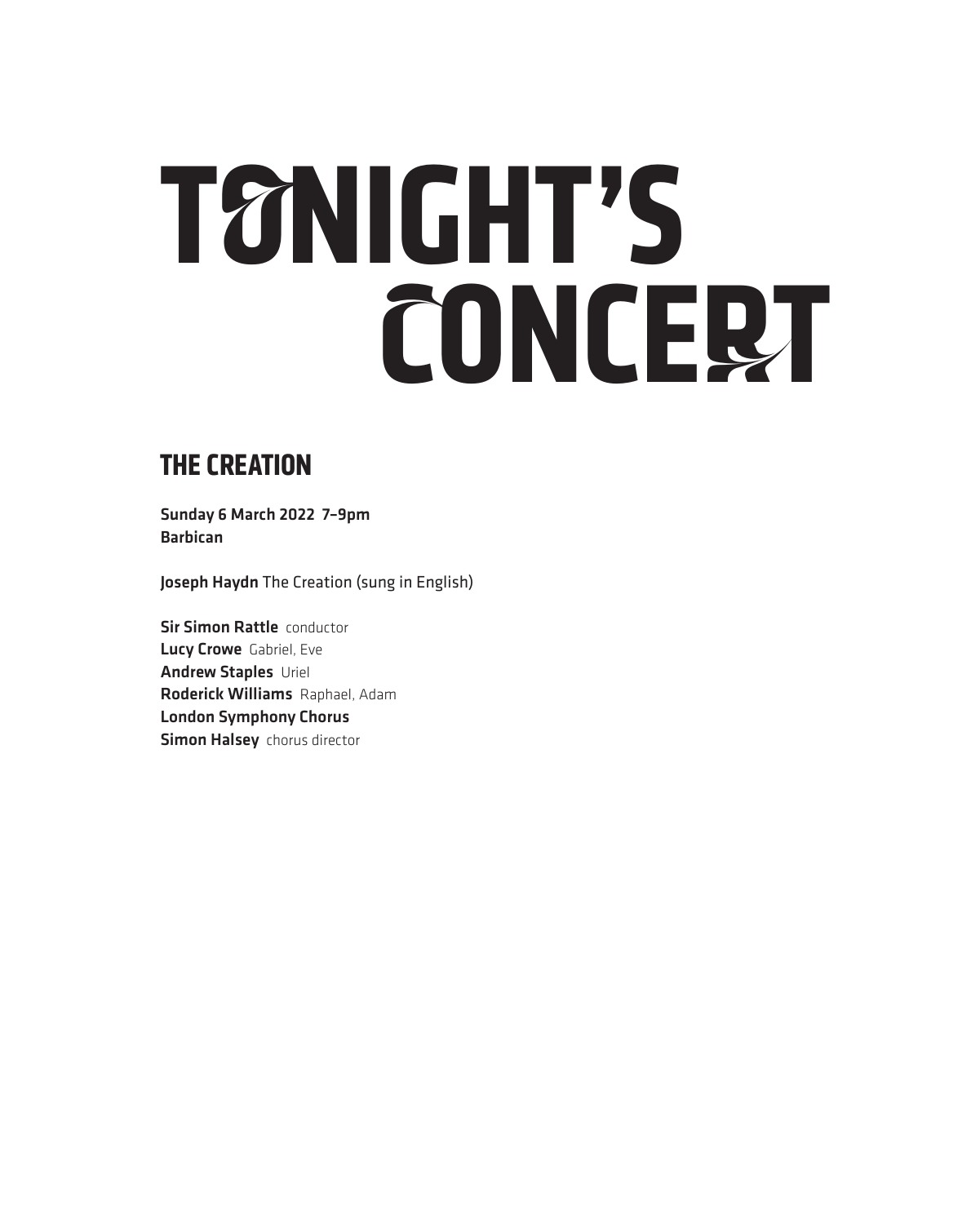# TONIGHT'S CONCERT

## THE CREATION

**Sunday 6 March 2022 7–9pm**
**Barbican**

**Joseph Haydn** The Creation (sung in English)

**Sir Simon Rattle** conductor
**Lucy Crowe** Gabriel, Eve
**Andrew Staples** Uriel
**Roderick Williams** Raphael, Adam
**London Symphony Chorus**
**Simon Halsey** chorus director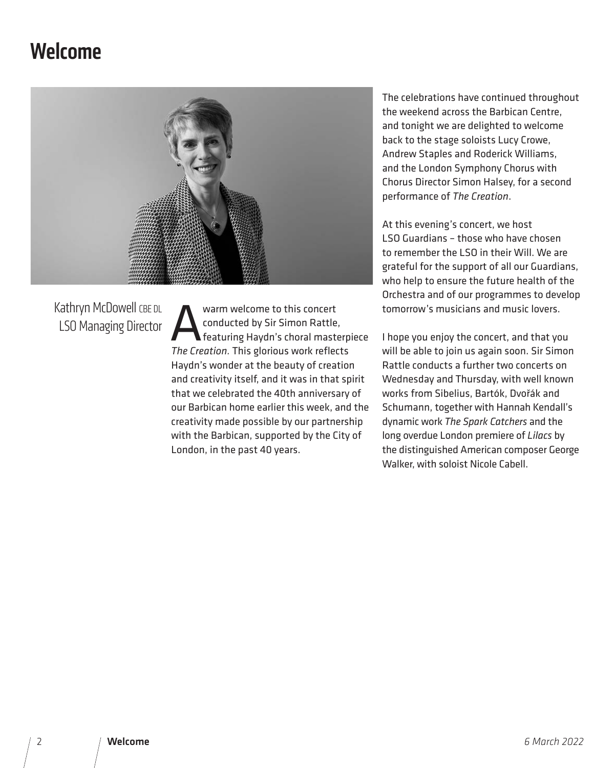# Welcome

Kathryn McDowell CBE DL
LSO Managing Director

A warm welcome to this concert conducted by Sir Simon Rattle, featuring Haydn's choral masterpiece *The Creation.* This glorious work reflects Haydn's wonder at the beauty of creation and creativity itself, and it was in that spirit that we celebrated the 40th anniversary of our Barbican home earlier this week, and the creativity made possible by our partnership with the Barbican, supported by the City of London, in the past 40 years.

The celebrations have continued throughout the weekend across the Barbican Centre, and tonight we are delighted to welcome back to the stage soloists Lucy Crowe, Andrew Staples and Roderick Williams, and the London Symphony Chorus with Chorus Director Simon Halsey, for a second performance of *The Creation*.

At this evening's concert, we host LSO Guardians – those who have chosen to remember the LSO in their Will. We are grateful for the support of all our Guardians, who help to ensure the future health of the Orchestra and of our programmes to develop tomorrow's musicians and music lovers.

I hope you enjoy the concert, and that you will be able to join us again soon. Sir Simon Rattle conducts a further two concerts on Wednesday and Thursday, with well known works from Sibelius, Bartók, Dvořák and Schumann, together with Hannah Kendall's dynamic work *The Spark Catchers* and the long overdue London premiere of *Lilacs* by the distinguished American composer George Walker, with soloist Nicole Cabell.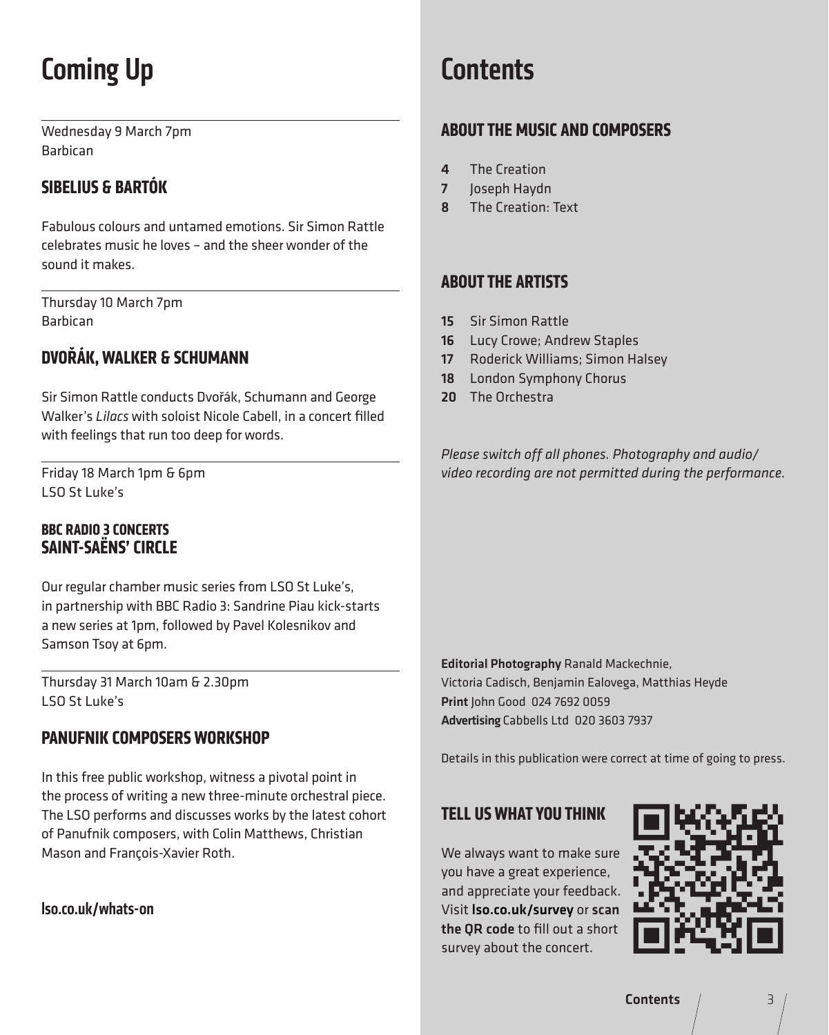# Coming Up

Wednesday 9 March 7pm
Barbican

## SIBELIUS & BARTÓK

Fabulous colours and untamed emotions. Sir Simon Rattle celebrates music he loves – and the sheer wonder of the sound it makes.

Thursday 10 March 7pm
Barbican

## DVOŘÁK, WALKER & SCHUMANN

Sir Simon Rattle conducts Dvořák, Schumann and George Walker's *Lilacs* with soloist Nicole Cabell, in a concert filled with feelings that run too deep for words.

Friday 18 March 1pm & 6pm
LSO St Luke's

### BBC RADIO 3 CONCERTS
## SAINT-SAËNS' CIRCLE

Our regular chamber music series from LSO St Luke's, in partnership with BBC Radio 3: Sandrine Piau kick-starts a new series at 1pm, followed by Pavel Kolesnikov and Samson Tsoy at 6pm.

Thursday 31 March 10am & 2.30pm
LSO St Luke's

## PANUFNIK COMPOSERS WORKSHOP

In this free public workshop, witness a pivotal point in the process of writing a new three-minute orchestral piece. The LSO performs and discusses works by the latest cohort of Panufnik composers, with Colin Matthews, Christian Mason and François-Xavier Roth.

lso.co.uk/whats-on

# Contents

## ABOUT THE MUSIC AND COMPOSERS

- **4** The Creation
- **7** Joseph Haydn
- **8** The Creation: Text

## ABOUT THE ARTISTS

- **15** Sir Simon Rattle
- **16** Lucy Crowe; Andrew Staples
- **17** Roderick Williams; Simon Halsey
- **18** London Symphony Chorus
- **20** The Orchestra

*Please switch off all phones. Photography and audio/video recording are not permitted during the performance.*

**Editorial Photography** Ranald Mackechnie, Victoria Cadisch, Benjamin Ealovega, Matthias Heyde
**Print** John Good 024 7692 0059
**Advertising** Cabbells Ltd 020 3603 7937

Details in this publication were correct at time of going to press.

## TELL US WHAT YOU THINK

We always want to make sure you have a great experience, and appreciate your feedback. Visit **lso.co.uk/survey** or **scan the QR code** to fill out a short survey about the concert.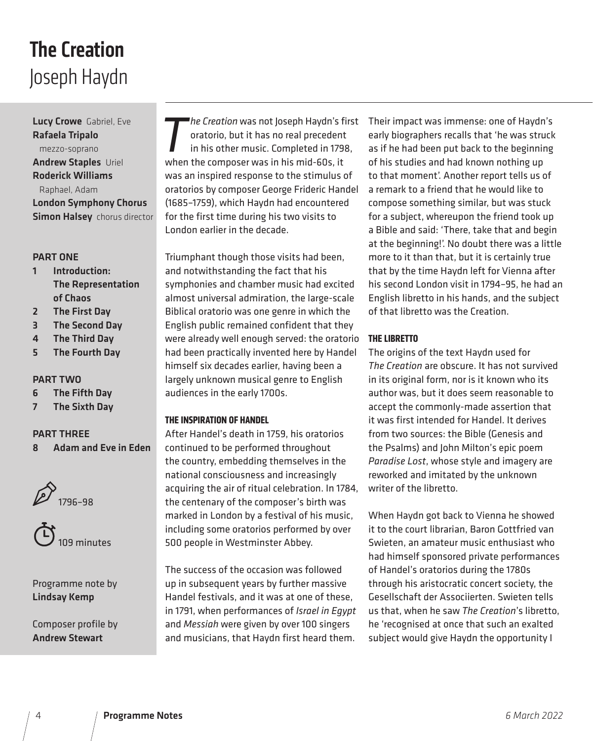# The Creation
## Joseph Haydn

**Lucy Crowe** Gabriel, Eve
**Rafaela Tripalo** mezzo-soprano
**Andrew Staples** Uriel
**Roderick Williams** Raphael, Adam
**London Symphony Chorus**
**Simon Halsey** chorus director

**PART ONE**

1. **Introduction: The Representation of Chaos**
2. **The First Day**
3. **The Second Day**
4. **The Third Day**
5. **The Fourth Day**

**PART TWO**

6. **The Fifth Day**
7. **The Sixth Day**

**PART THREE**

8. **Adam and Eve in Eden**

1796–98

109 minutes

Programme note by **Lindsay Kemp**

Composer profile by **Andrew Stewart**

*The Creation* was not Joseph Haydn's first oratorio, but it has no real precedent in his other music. Completed in 1798, when the composer was in his mid-60s, it was an inspired response to the stimulus of oratorios by composer George Frideric Handel (1685–1759), which Haydn had encountered for the first time during his two visits to London earlier in the decade.

Triumphant though those visits had been, and notwithstanding the fact that his symphonies and chamber music had excited almost universal admiration, the large-scale Biblical oratorio was one genre in which the English public remained confident that they were already well enough served: the oratorio had been practically invented here by Handel himself six decades earlier, having been a largely unknown musical genre to English audiences in the early 1700s.

### THE INSPIRATION OF HANDEL

After Handel's death in 1759, his oratorios continued to be performed throughout the country, embedding themselves in the national consciousness and increasingly acquiring the air of ritual celebration. In 1784, the centenary of the composer's birth was marked in London by a festival of his music, including some oratorios performed by over 500 people in Westminster Abbey.

The success of the occasion was followed up in subsequent years by further massive Handel festivals, and it was at one of these, in 1791, when performances of *Israel in Egypt* and *Messiah* were given by over 100 singers and musicians, that Haydn first heard them.

Their impact was immense: one of Haydn's early biographers recalls that 'he was struck as if he had been put back to the beginning of his studies and had known nothing up to that moment'. Another report tells us of a remark to a friend that he would like to compose something similar, but was stuck for a subject, whereupon the friend took up a Bible and said: 'There, take that and begin at the beginning!'. No doubt there was a little more to it than that, but it is certainly true that by the time Haydn left for Vienna after his second London visit in 1794–95, he had an English libretto in his hands, and the subject of that libretto was the Creation.

### THE LIBRETTO

The origins of the text Haydn used for *The Creation* are obscure. It has not survived in its original form, nor is it known who its author was, but it does seem reasonable to accept the commonly-made assertion that it was first intended for Handel. It derives from two sources: the Bible (Genesis and the Psalms) and John Milton's epic poem *Paradise Lost*, whose style and imagery are reworked and imitated by the unknown writer of the libretto.

When Haydn got back to Vienna he showed it to the court librarian, Baron Gottfried van Swieten, an amateur music enthusiast who had himself sponsored private performances of Handel's oratorios during the 1780s through his aristocratic concert society, the Gesellschaft der Associierten. Swieten tells us that, when he saw *The Creation*'s libretto, he 'recognised at once that such an exalted subject would give Haydn the opportunity I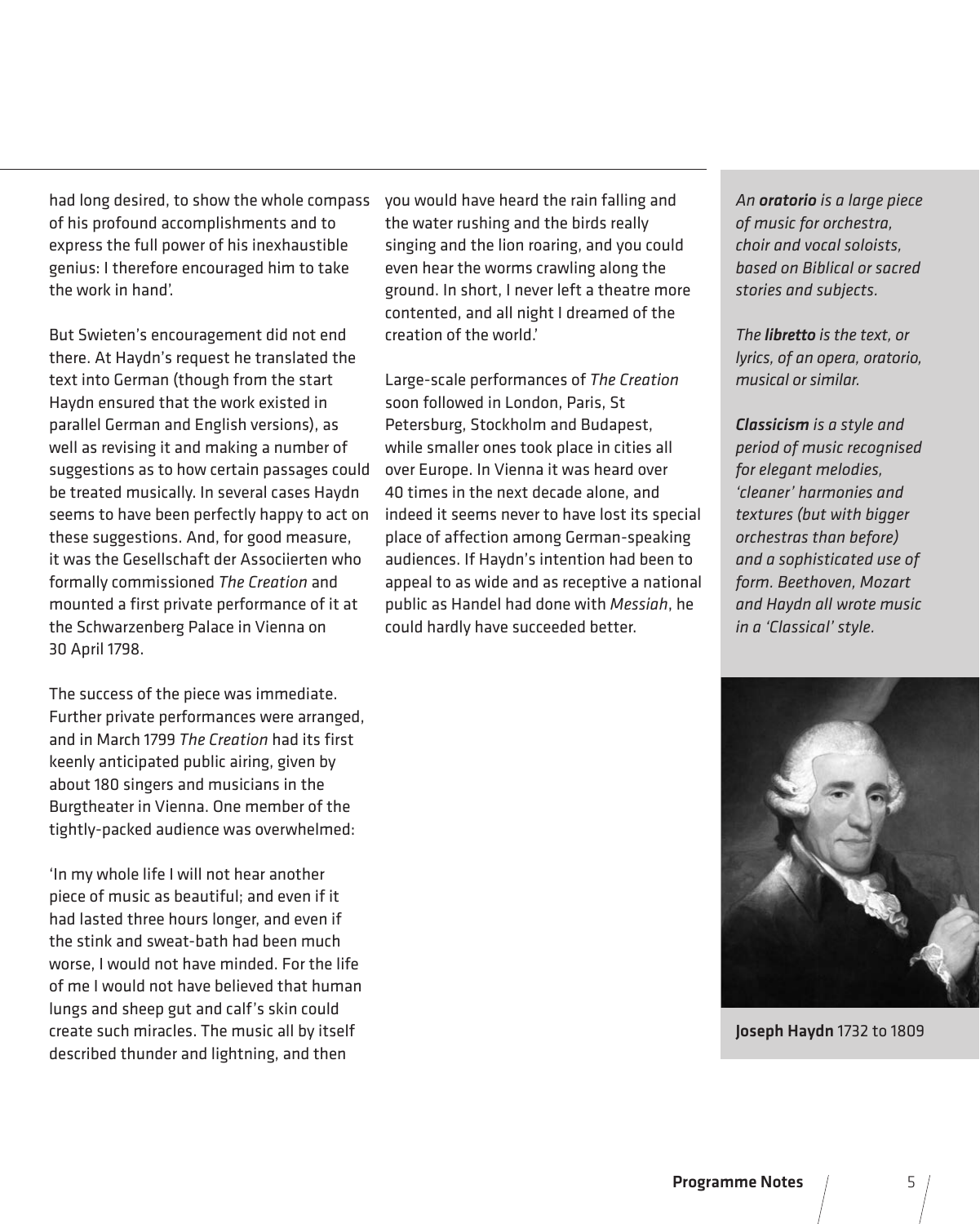had long desired, to show the whole compass of his profound accomplishments and to express the full power of his inexhaustible genius: I therefore encouraged him to take the work in hand'.

But Swieten's encouragement did not end there. At Haydn's request he translated the text into German (though from the start Haydn ensured that the work existed in parallel German and English versions), as well as revising it and making a number of suggestions as to how certain passages could be treated musically. In several cases Haydn seems to have been perfectly happy to act on these suggestions. And, for good measure, it was the Gesellschaft der Associierten who formally commissioned *The Creation* and mounted a first private performance of it at the Schwarzenberg Palace in Vienna on 30 April 1798.

The success of the piece was immediate. Further private performances were arranged, and in March 1799 *The Creation* had its first keenly anticipated public airing, given by about 180 singers and musicians in the Burgtheater in Vienna. One member of the tightly-packed audience was overwhelmed:

'In my whole life I will not hear another piece of music as beautiful; and even if it had lasted three hours longer, and even if the stink and sweat-bath had been much worse, I would not have minded. For the life of me I would not have believed that human lungs and sheep gut and calf's skin could create such miracles. The music all by itself described thunder and lightning, and then you would have heard the rain falling and the water rushing and the birds really singing and the lion roaring, and you could even hear the worms crawling along the ground. In short, I never left a theatre more contented, and all night I dreamed of the creation of the world.'

Large-scale performances of *The Creation* soon followed in London, Paris, St Petersburg, Stockholm and Budapest, while smaller ones took place in cities all over Europe. In Vienna it was heard over 40 times in the next decade alone, and indeed it seems never to have lost its special place of affection among German-speaking audiences. If Haydn's intention had been to appeal to as wide and as receptive a national public as Handel had done with *Messiah*, he could hardly have succeeded better.

*An **oratorio** is a large piece of music for orchestra, choir and vocal soloists, based on Biblical or sacred stories and subjects.*

*The **libretto** is the text, or lyrics, of an opera, oratorio, musical or similar.*

***Classicism** is a style and period of music recognised for elegant melodies, 'cleaner' harmonies and textures (but with bigger orchestras than before) and a sophisticated use of form. Beethoven, Mozart and Haydn all wrote music in a 'Classical' style.*

**Joseph Haydn** 1732 to 1809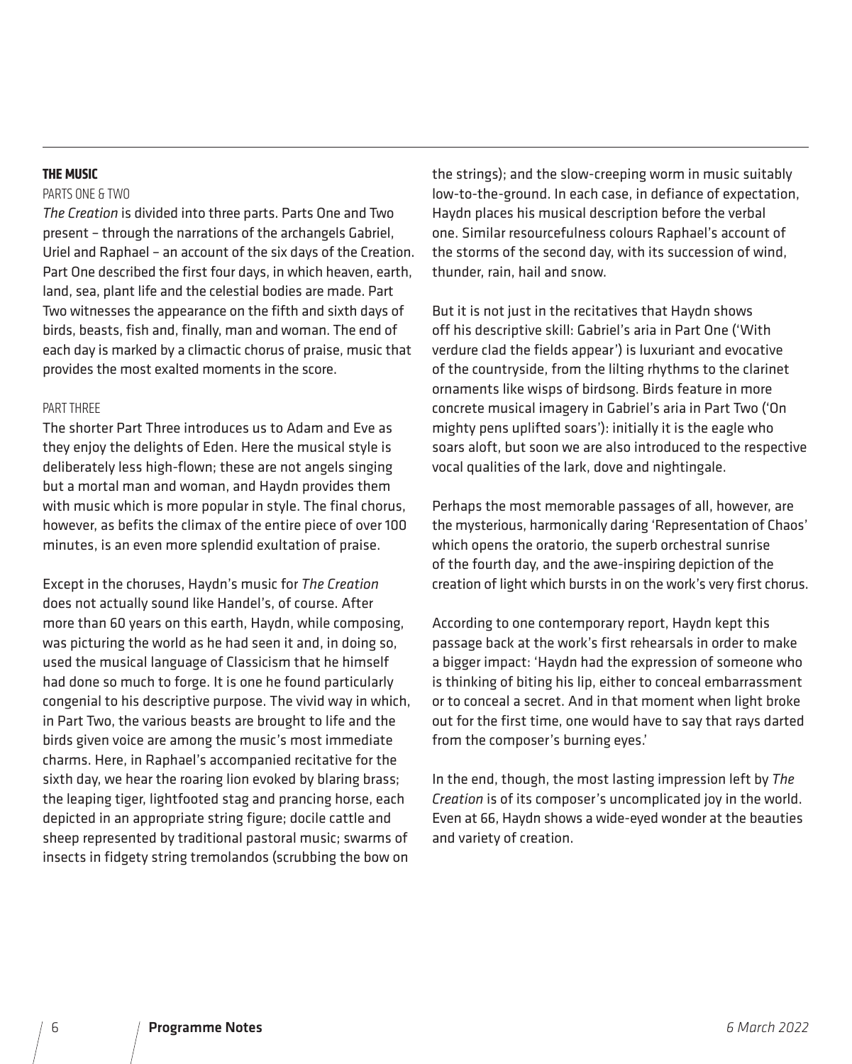## THE MUSIC

### PARTS ONE & TWO

*The Creation* is divided into three parts. Parts One and Two present – through the narrations of the archangels Gabriel, Uriel and Raphael – an account of the six days of the Creation. Part One described the first four days, in which heaven, earth, land, sea, plant life and the celestial bodies are made. Part Two witnesses the appearance on the fifth and sixth days of birds, beasts, fish and, finally, man and woman. The end of each day is marked by a climactic chorus of praise, music that provides the most exalted moments in the score.

### PART THREE

The shorter Part Three introduces us to Adam and Eve as they enjoy the delights of Eden. Here the musical style is deliberately less high-flown; these are not angels singing but a mortal man and woman, and Haydn provides them with music which is more popular in style. The final chorus, however, as befits the climax of the entire piece of over 100 minutes, is an even more splendid exultation of praise.

Except in the choruses, Haydn's music for *The Creation* does not actually sound like Handel's, of course. After more than 60 years on this earth, Haydn, while composing, was picturing the world as he had seen it and, in doing so, used the musical language of Classicism that he himself had done so much to forge. It is one he found particularly congenial to his descriptive purpose. The vivid way in which, in Part Two, the various beasts are brought to life and the birds given voice are among the music's most immediate charms. Here, in Raphael's accompanied recitative for the sixth day, we hear the roaring lion evoked by blaring brass; the leaping tiger, lightfooted stag and prancing horse, each depicted in an appropriate string figure; docile cattle and sheep represented by traditional pastoral music; swarms of insects in fidgety string tremolandos (scrubbing the bow on the strings); and the slow-creeping worm in music suitably low-to-the-ground. In each case, in defiance of expectation, Haydn places his musical description before the verbal one. Similar resourcefulness colours Raphael's account of the storms of the second day, with its succession of wind, thunder, rain, hail and snow.

But it is not just in the recitatives that Haydn shows off his descriptive skill: Gabriel's aria in Part One ('With verdure clad the fields appear') is luxuriant and evocative of the countryside, from the lilting rhythms to the clarinet ornaments like wisps of birdsong. Birds feature in more concrete musical imagery in Gabriel's aria in Part Two ('On mighty pens uplifted soars'): initially it is the eagle who soars aloft, but soon we are also introduced to the respective vocal qualities of the lark, dove and nightingale.

Perhaps the most memorable passages of all, however, are the mysterious, harmonically daring 'Representation of Chaos' which opens the oratorio, the superb orchestral sunrise of the fourth day, and the awe-inspiring depiction of the creation of light which bursts in on the work's very first chorus.

According to one contemporary report, Haydn kept this passage back at the work's first rehearsals in order to make a bigger impact: 'Haydn had the expression of someone who is thinking of biting his lip, either to conceal embarrassment or to conceal a secret. And in that moment when light broke out for the first time, one would have to say that rays darted from the composer's burning eyes.'

In the end, though, the most lasting impression left by *The Creation* is of its composer's uncomplicated joy in the world. Even at 66, Haydn shows a wide-eyed wonder at the beauties and variety of creation.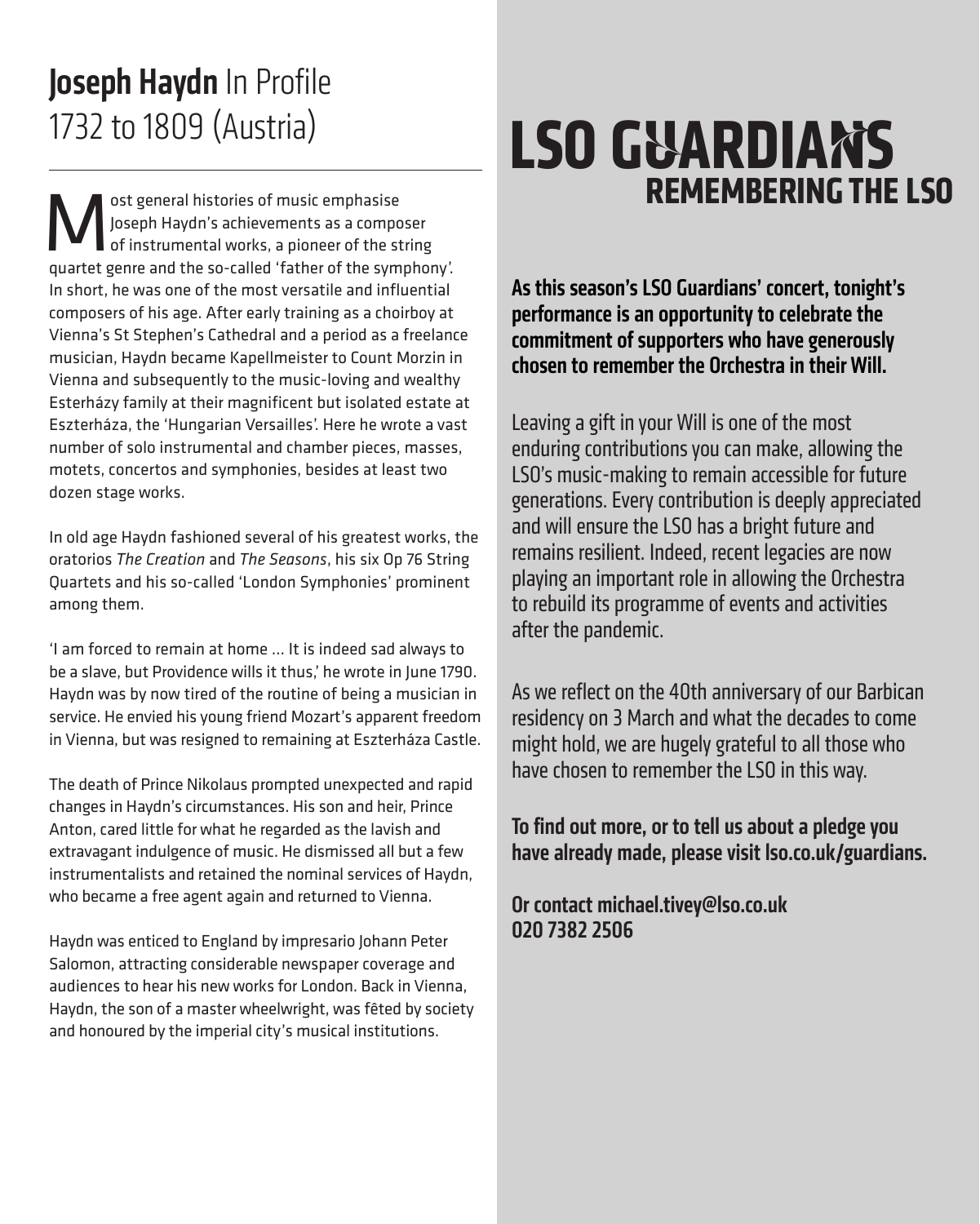## **Joseph Haydn** In Profile
1732 to 1809 (Austria)

Most general histories of music emphasise Joseph Haydn's achievements as a composer of instrumental works, a pioneer of the string quartet genre and the so-called 'father of the symphony'. In short, he was one of the most versatile and influential composers of his age. After early training as a choirboy at Vienna's St Stephen's Cathedral and a period as a freelance musician, Haydn became Kapellmeister to Count Morzin in Vienna and subsequently to the music-loving and wealthy Esterházy family at their magnificent but isolated estate at Eszterháza, the 'Hungarian Versailles'. Here he wrote a vast number of solo instrumental and chamber pieces, masses, motets, concertos and symphonies, besides at least two dozen stage works.

In old age Haydn fashioned several of his greatest works, the oratorios *The Creation* and *The Seasons*, his six Op 76 String Quartets and his so-called 'London Symphonies' prominent among them.

'I am forced to remain at home … It is indeed sad always to be a slave, but Providence wills it thus,' he wrote in June 1790. Haydn was by now tired of the routine of being a musician in service. He envied his young friend Mozart's apparent freedom in Vienna, but was resigned to remaining at Eszterháza Castle.

The death of Prince Nikolaus prompted unexpected and rapid changes in Haydn's circumstances. His son and heir, Prince Anton, cared little for what he regarded as the lavish and extravagant indulgence of music. He dismissed all but a few instrumentalists and retained the nominal services of Haydn, who became a free agent again and returned to Vienna.

Haydn was enticed to England by impresario Johann Peter Salomon, attracting considerable newspaper coverage and audiences to hear his new works for London. Back in Vienna, Haydn, the son of a master wheelwright, was fêted by society and honoured by the imperial city's musical institutions.

# LSO GUARDIANS
## REMEMBERING THE LSO

**As this season's LSO Guardians' concert, tonight's performance is an opportunity to celebrate the commitment of supporters who have generously chosen to remember the Orchestra in their Will.**

Leaving a gift in your Will is one of the most enduring contributions you can make, allowing the LSO's music-making to remain accessible for future generations. Every contribution is deeply appreciated and will ensure the LSO has a bright future and remains resilient. Indeed, recent legacies are now playing an important role in allowing the Orchestra to rebuild its programme of events and activities after the pandemic.

As we reflect on the 40th anniversary of our Barbican residency on 3 March and what the decades to come might hold, we are hugely grateful to all those who have chosen to remember the LSO in this way.

**To find out more, or to tell us about a pledge you have already made, please visit lso.co.uk/guardians.**

**Or contact michael.tivey@lso.co.uk**
**020 7382 2506**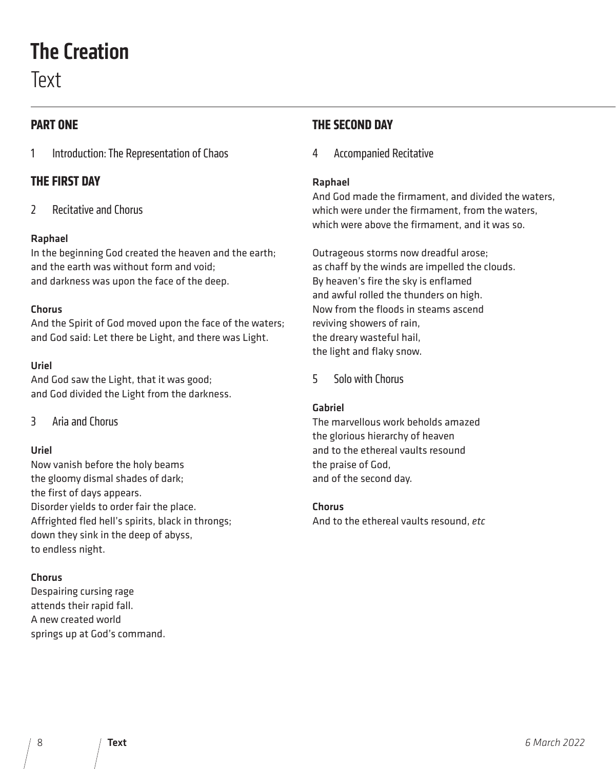# The Creation

## Text

### PART ONE

1 Introduction: The Representation of Chaos

### THE FIRST DAY

2 Recitative and Chorus

**Raphael**
In the beginning God created the heaven and the earth;
and the earth was without form and void;
and darkness was upon the face of the deep.

**Chorus**
And the Spirit of God moved upon the face of the waters;
and God said: Let there be Light, and there was Light.

**Uriel**
And God saw the Light, that it was good;
and God divided the Light from the darkness.

3 Aria and Chorus

**Uriel**
Now vanish before the holy beams
the gloomy dismal shades of dark;
the first of days appears.
Disorder yields to order fair the place.
Affrighted fled hell's spirits, black in throngs;
down they sink in the deep of abyss,
to endless night.

**Chorus**
Despairing cursing rage
attends their rapid fall.
A new created world
springs up at God's command.

### THE SECOND DAY

4 Accompanied Recitative

**Raphael**
And God made the firmament, and divided the waters,
which were under the firmament, from the waters,
which were above the firmament, and it was so.

Outrageous storms now dreadful arose;
as chaff by the winds are impelled the clouds.
By heaven's fire the sky is enflamed
and awful rolled the thunders on high.
Now from the floods in steams ascend
reviving showers of rain,
the dreary wasteful hail,
the light and flaky snow.

5 Solo with Chorus

**Gabriel**
The marvellous work beholds amazed
the glorious hierarchy of heaven
and to the ethereal vaults resound
the praise of God,
and of the second day.

**Chorus**
And to the ethereal vaults resound, *etc*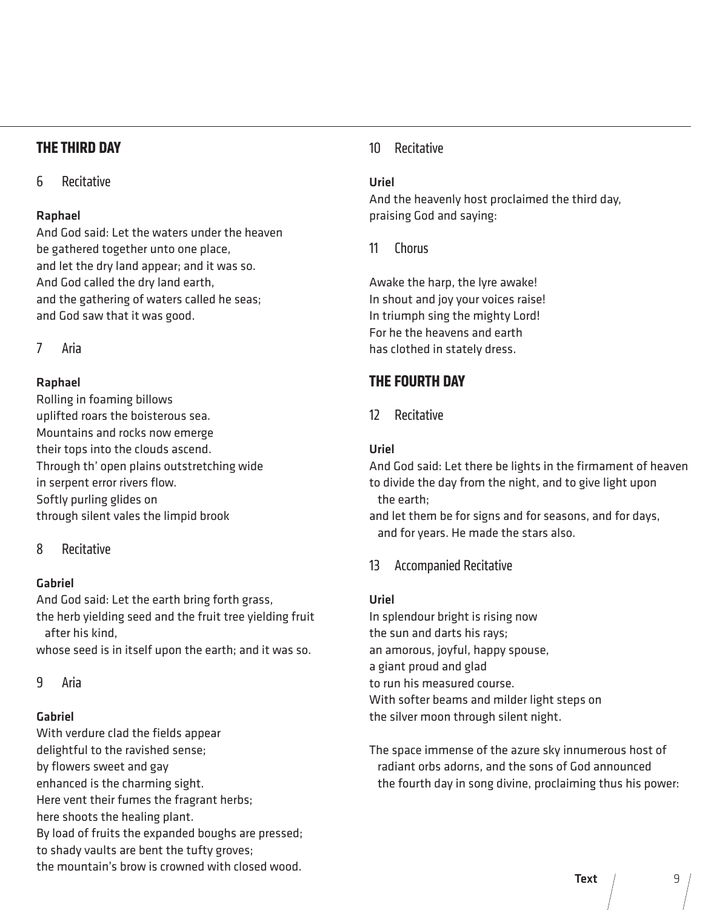## THE THIRD DAY

### 6 Recitative

**Raphael**
And God said: Let the waters under the heaven
be gathered together unto one place,
and let the dry land appear; and it was so.
And God called the dry land earth,
and the gathering of waters called he seas;
and God saw that it was good.

### 7 Aria

**Raphael**
Rolling in foaming billows
uplifted roars the boisterous sea.
Mountains and rocks now emerge
their tops into the clouds ascend.
Through th' open plains outstretching wide
in serpent error rivers flow.
Softly purling glides on
through silent vales the limpid brook

### 8 Recitative

**Gabriel**
And God said: Let the earth bring forth grass,
the herb yielding seed and the fruit tree yielding fruit
after his kind,
whose seed is in itself upon the earth; and it was so.

### 9 Aria

**Gabriel**
With verdure clad the fields appear
delightful to the ravished sense;
by flowers sweet and gay
enhanced is the charming sight.
Here vent their fumes the fragrant herbs;
here shoots the healing plant.
By load of fruits the expanded boughs are pressed;
to shady vaults are bent the tufty groves;
the mountain's brow is crowned with closed wood.

### 10 Recitative

**Uriel**
And the heavenly host proclaimed the third day,
praising God and saying:

### 11 Chorus

Awake the harp, the lyre awake!
In shout and joy your voices raise!
In triumph sing the mighty Lord!
For he the heavens and earth
has clothed in stately dress.

## THE FOURTH DAY

### 12 Recitative

**Uriel**
And God said: Let there be lights in the firmament of heaven
to divide the day from the night, and to give light upon
the earth;
and let them be for signs and for seasons, and for days,
and for years. He made the stars also.

### 13 Accompanied Recitative

**Uriel**
In splendour bright is rising now
the sun and darts his rays;
an amorous, joyful, happy spouse,
a giant proud and glad
to run his measured course.
With softer beams and milder light steps on
the silver moon through silent night.

The space immense of the azure sky innumerous host of
radiant orbs adorns, and the sons of God announced
the fourth day in song divine, proclaiming thus his power: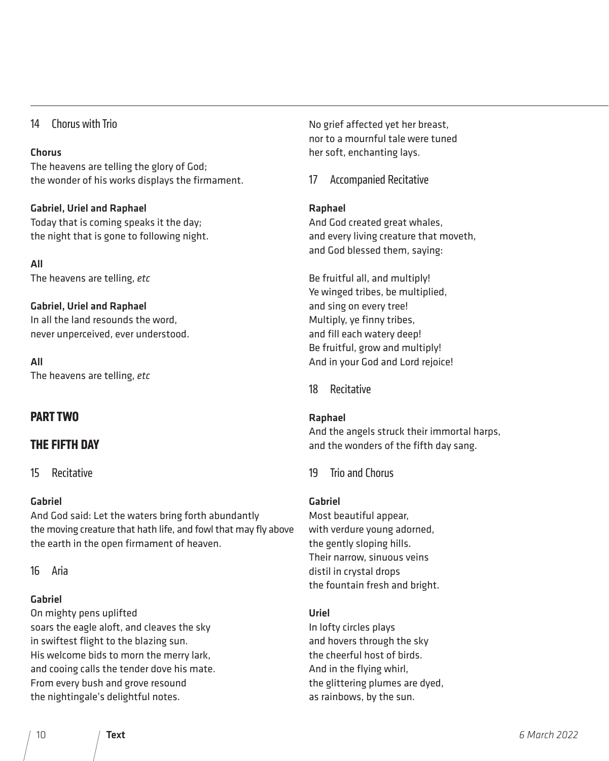### 14 Chorus with Trio

**Chorus**
The heavens are telling the glory of God;
the wonder of his works displays the firmament.

**Gabriel, Uriel and Raphael**
Today that is coming speaks it the day;
the night that is gone to following night.

**All**
The heavens are telling, *etc*

**Gabriel, Uriel and Raphael**
In all the land resounds the word,
never unperceived, ever understood.

**All**
The heavens are telling, *etc*

## PART TWO

## THE FIFTH DAY

### 15 Recitative

**Gabriel**
And God said: Let the waters bring forth abundantly
the moving creature that hath life, and fowl that may fly above
the earth in the open firmament of heaven.

### 16 Aria

**Gabriel**
On mighty pens uplifted
soars the eagle aloft, and cleaves the sky
in swiftest flight to the blazing sun.
His welcome bids to morn the merry lark,
and cooing calls the tender dove his mate.
From every bush and grove resound
the nightingale's delightful notes.
No grief affected yet her breast,
nor to a mournful tale were tuned
her soft, enchanting lays.

### 17 Accompanied Recitative

**Raphael**
And God created great whales,
and every living creature that moveth,
and God blessed them, saying:

Be fruitful all, and multiply!
Ye winged tribes, be multiplied,
and sing on every tree!
Multiply, ye finny tribes,
and fill each watery deep!
Be fruitful, grow and multiply!
And in your God and Lord rejoice!

### 18 Recitative

**Raphael**
And the angels struck their immortal harps,
and the wonders of the fifth day sang.

### 19 Trio and Chorus

**Gabriel**
Most beautiful appear,
with verdure young adorned,
the gently sloping hills.
Their narrow, sinuous veins
distil in crystal drops
the fountain fresh and bright.

**Uriel**
In lofty circles plays
and hovers through the sky
the cheerful host of birds.
And in the flying whirl,
the glittering plumes are dyed,
as rainbows, by the sun.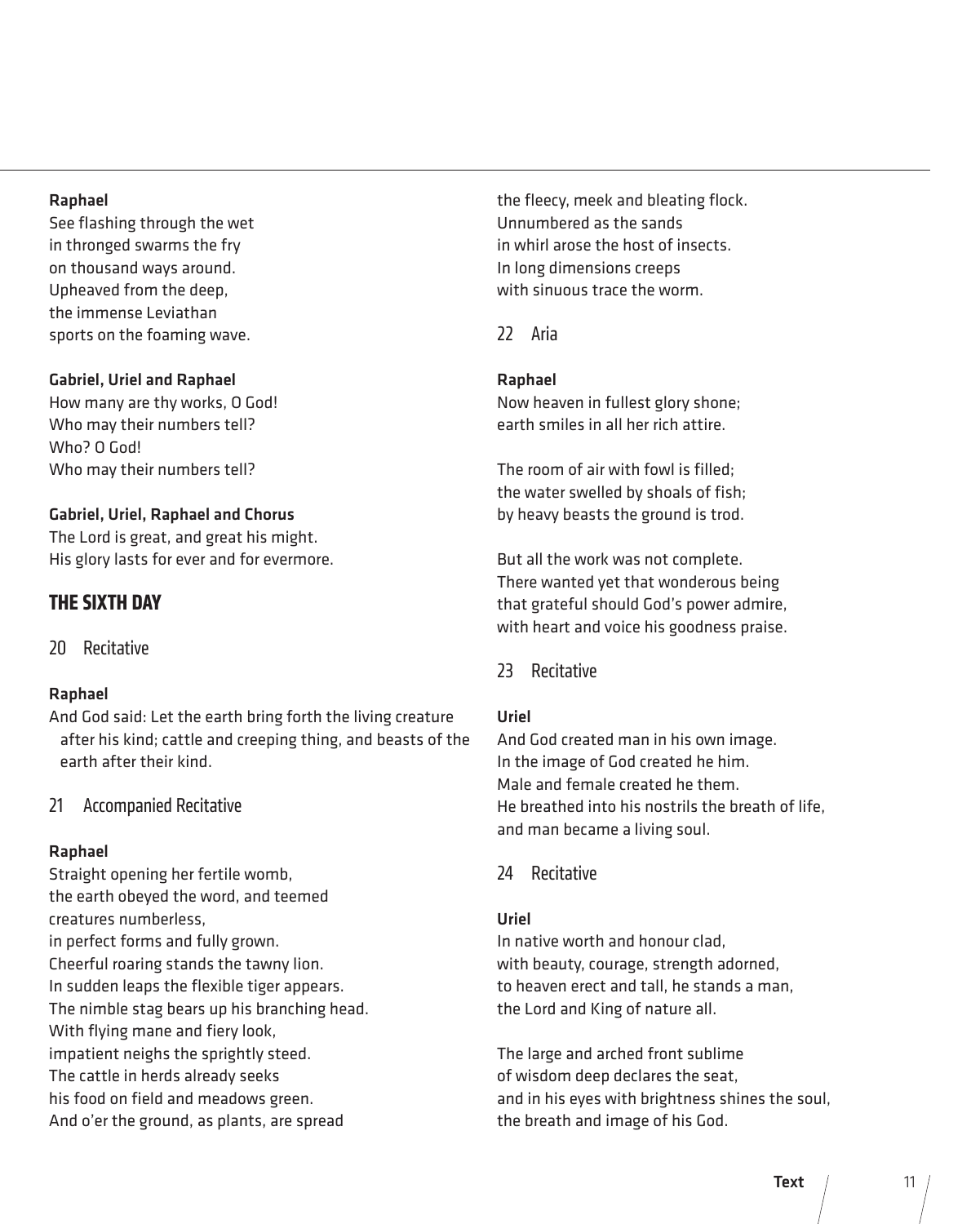**Raphael**
See flashing through the wet
in thronged swarms the fry
on thousand ways around.
Upheaved from the deep,
the immense Leviathan
sports on the foaming wave.

**Gabriel, Uriel and Raphael**
How many are thy works, O God!
Who may their numbers tell?
Who? O God!
Who may their numbers tell?

**Gabriel, Uriel, Raphael and Chorus**
The Lord is great, and great his might.
His glory lasts for ever and for evermore.

## THE SIXTH DAY

### 20 Recitative

**Raphael**
And God said: Let the earth bring forth the living creature after his kind; cattle and creeping thing, and beasts of the earth after their kind.

### 21 Accompanied Recitative

**Raphael**
Straight opening her fertile womb,
the earth obeyed the word, and teemed
creatures numberless,
in perfect forms and fully grown.
Cheerful roaring stands the tawny lion.
In sudden leaps the flexible tiger appears.
The nimble stag bears up his branching head.
With flying mane and fiery look,
impatient neighs the sprightly steed.
The cattle in herds already seeks
his food on field and meadows green.
And o'er the ground, as plants, are spread
the fleecy, meek and bleating flock.
Unnumbered as the sands
in whirl arose the host of insects.
In long dimensions creeps
with sinuous trace the worm.

### 22 Aria

**Raphael**
Now heaven in fullest glory shone;
earth smiles in all her rich attire.

The room of air with fowl is filled;
the water swelled by shoals of fish;
by heavy beasts the ground is trod.

But all the work was not complete.
There wanted yet that wonderous being
that grateful should God's power admire,
with heart and voice his goodness praise.

### 23 Recitative

**Uriel**
And God created man in his own image.
In the image of God created he him.
Male and female created he them.
He breathed into his nostrils the breath of life,
and man became a living soul.

### 24 Recitative

**Uriel**
In native worth and honour clad,
with beauty, courage, strength adorned,
to heaven erect and tall, he stands a man,
the Lord and King of nature all.

The large and arched front sublime
of wisdom deep declares the seat,
and in his eyes with brightness shines the soul,
the breath and image of his God.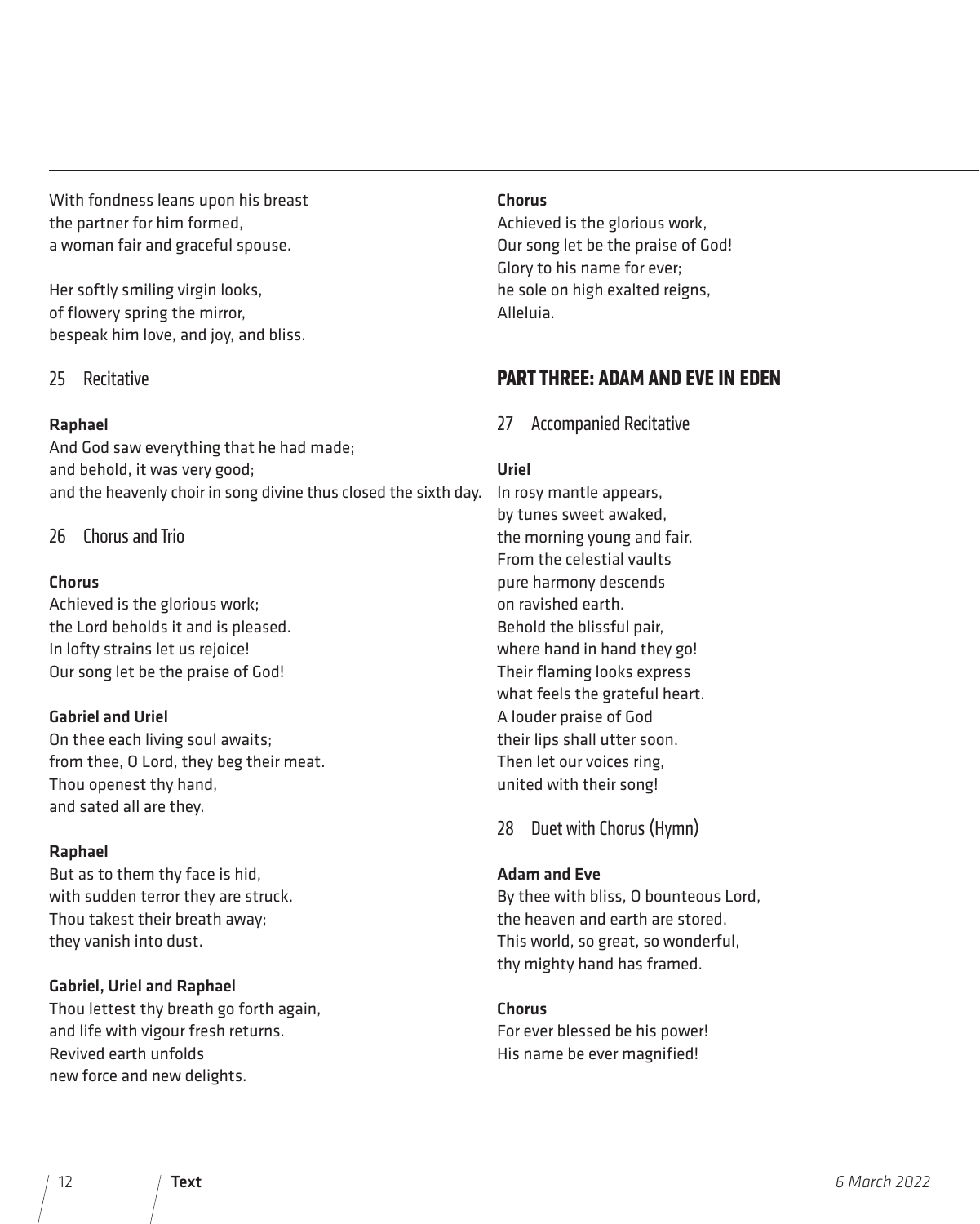With fondness leans upon his breast
the partner for him formed,
a woman fair and graceful spouse.

Her softly smiling virgin looks,
of flowery spring the mirror,
bespeak him love, and joy, and bliss.

### 25 Recitative

**Raphael**
And God saw everything that he had made;
and behold, it was very good;
and the heavenly choir in song divine thus closed the sixth day.

### 26 Chorus and Trio

**Chorus**
Achieved is the glorious work;
the Lord beholds it and is pleased.
In lofty strains let us rejoice!
Our song let be the praise of God!

**Gabriel and Uriel**
On thee each living soul awaits;
from thee, O Lord, they beg their meat.
Thou openest thy hand,
and sated all are they.

**Raphael**
But as to them thy face is hid,
with sudden terror they are struck.
Thou takest their breath away;
they vanish into dust.

**Gabriel, Uriel and Raphael**
Thou lettest thy breath go forth again,
and life with vigour fresh returns.
Revived earth unfolds
new force and new delights.

**Chorus**
Achieved is the glorious work,
Our song let be the praise of God!
Glory to his name for ever;
he sole on high exalted reigns,
Alleluia.

## PART THREE: ADAM AND EVE IN EDEN

### 27 Accompanied Recitative

**Uriel**
In rosy mantle appears,
by tunes sweet awaked,
the morning young and fair.
From the celestial vaults
pure harmony descends
on ravished earth.
Behold the blissful pair,
where hand in hand they go!
Their flaming looks express
what feels the grateful heart.
A louder praise of God
their lips shall utter soon.
Then let our voices ring,
united with their song!

### 28 Duet with Chorus (Hymn)

**Adam and Eve**
By thee with bliss, O bounteous Lord,
the heaven and earth are stored.
This world, so great, so wonderful,
thy mighty hand has framed.

**Chorus**
For ever blessed be his power!
His name be ever magnified!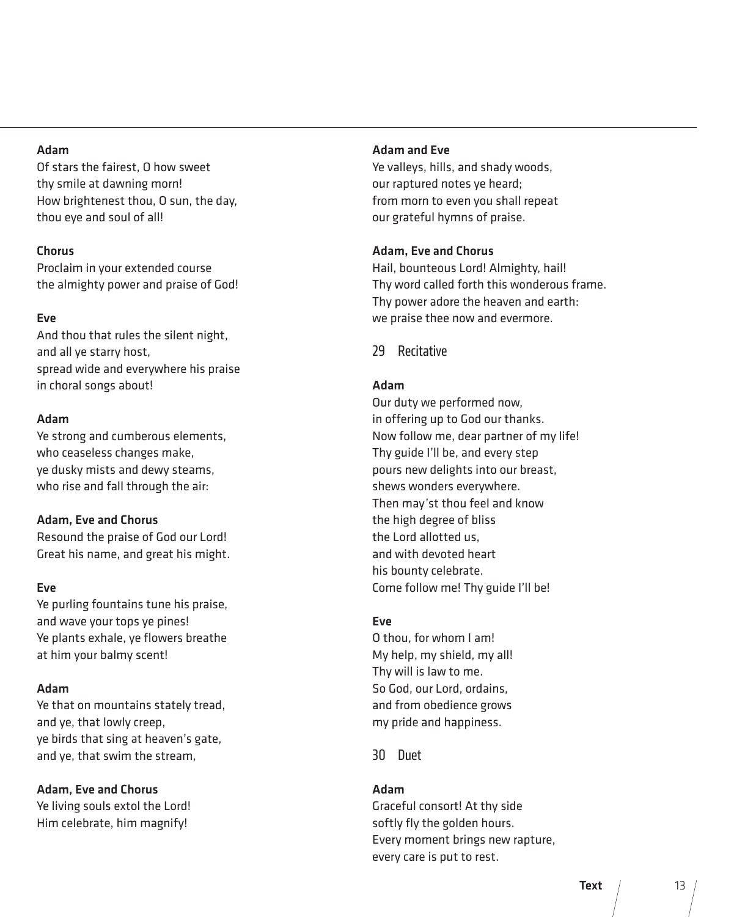**Adam**
Of stars the fairest, O how sweet
thy smile at dawning morn!
How brightenest thou, O sun, the day,
thou eye and soul of all!

**Chorus**
Proclaim in your extended course
the almighty power and praise of God!

**Eve**
And thou that rules the silent night,
and all ye starry host,
spread wide and everywhere his praise
in choral songs about!

**Adam**
Ye strong and cumberous elements,
who ceaseless changes make,
ye dusky mists and dewy steams,
who rise and fall through the air:

**Adam, Eve and Chorus**
Resound the praise of God our Lord!
Great his name, and great his might.

**Eve**
Ye purling fountains tune his praise,
and wave your tops ye pines!
Ye plants exhale, ye flowers breathe
at him your balmy scent!

**Adam**
Ye that on mountains stately tread,
and ye, that lowly creep,
ye birds that sing at heaven's gate,
and ye, that swim the stream,

**Adam, Eve and Chorus**
Ye living souls extol the Lord!
Him celebrate, him magnify!

**Adam and Eve**
Ye valleys, hills, and shady woods,
our raptured notes ye heard;
from morn to even you shall repeat
our grateful hymns of praise.

**Adam, Eve and Chorus**
Hail, bounteous Lord! Almighty, hail!
Thy word called forth this wonderous frame.
Thy power adore the heaven and earth:
we praise thee now and evermore.

## 29 Recitative

**Adam**
Our duty we performed now,
in offering up to God our thanks.
Now follow me, dear partner of my life!
Thy guide I'll be, and every step
pours new delights into our breast,
shews wonders everywhere.
Then may'st thou feel and know
the high degree of bliss
the Lord allotted us,
and with devoted heart
his bounty celebrate.
Come follow me! Thy guide I'll be!

**Eve**
O thou, for whom I am!
My help, my shield, my all!
Thy will is law to me.
So God, our Lord, ordains,
and from obedience grows
my pride and happiness.

## 30 Duet

**Adam**
Graceful consort! At thy side
softly fly the golden hours.
Every moment brings new rapture,
every care is put to rest.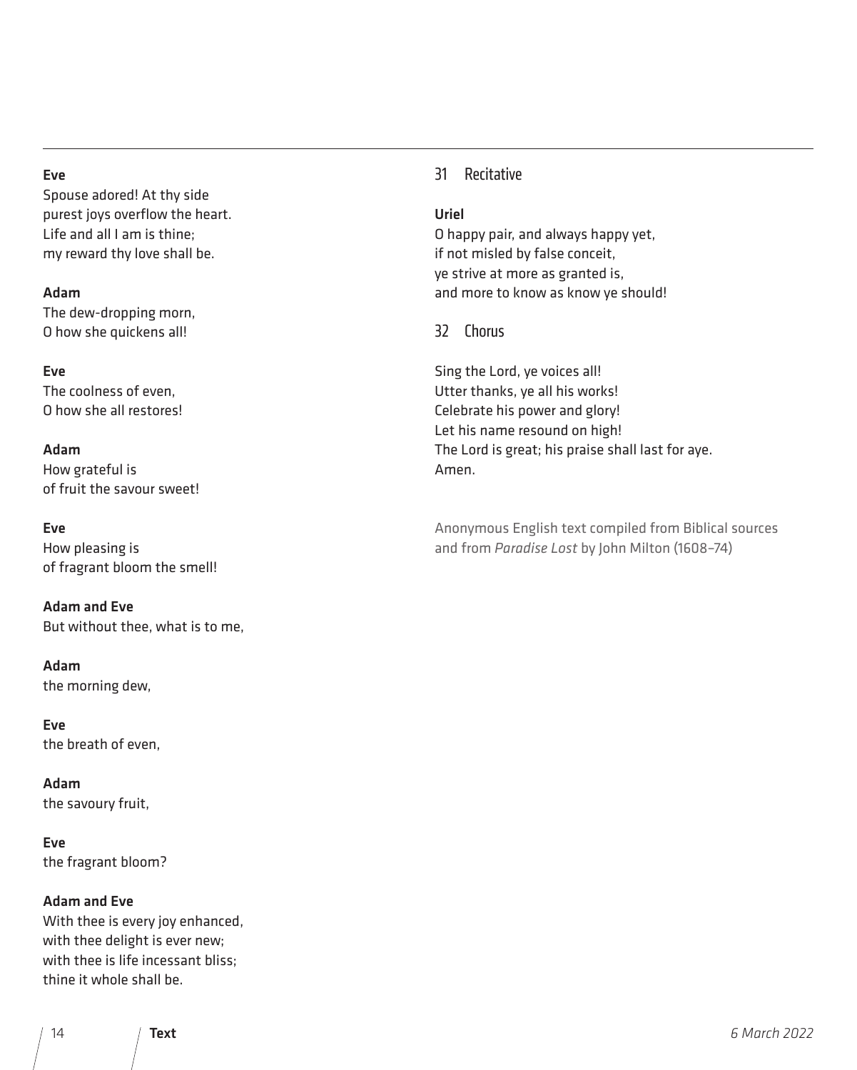**Eve**
Spouse adored! At thy side
purest joys overflow the heart.
Life and all I am is thine;
my reward thy love shall be.

**Adam**
The dew-dropping morn,
O how she quickens all!

**Eve**
The coolness of even,
O how she all restores!

**Adam**
How grateful is
of fruit the savour sweet!

**Eve**
How pleasing is
of fragrant bloom the smell!

**Adam and Eve**
But without thee, what is to me,

**Adam**
the morning dew,

**Eve**
the breath of even,

**Adam**
the savoury fruit,

**Eve**
the fragrant bloom?

**Adam and Eve**
With thee is every joy enhanced,
with thee delight is ever new;
with thee is life incessant bliss;
thine it whole shall be.

## 31 Recitative

**Uriel**
O happy pair, and always happy yet,
if not misled by false conceit,
ye strive at more as granted is,
and more to know as know ye should!

## 32 Chorus

Sing the Lord, ye voices all!
Utter thanks, ye all his works!
Celebrate his power and glory!
Let his name resound on high!
The Lord is great; his praise shall last for aye.
Amen.

Anonymous English text compiled from Biblical sources and from *Paradise Lost* by John Milton (1608–74)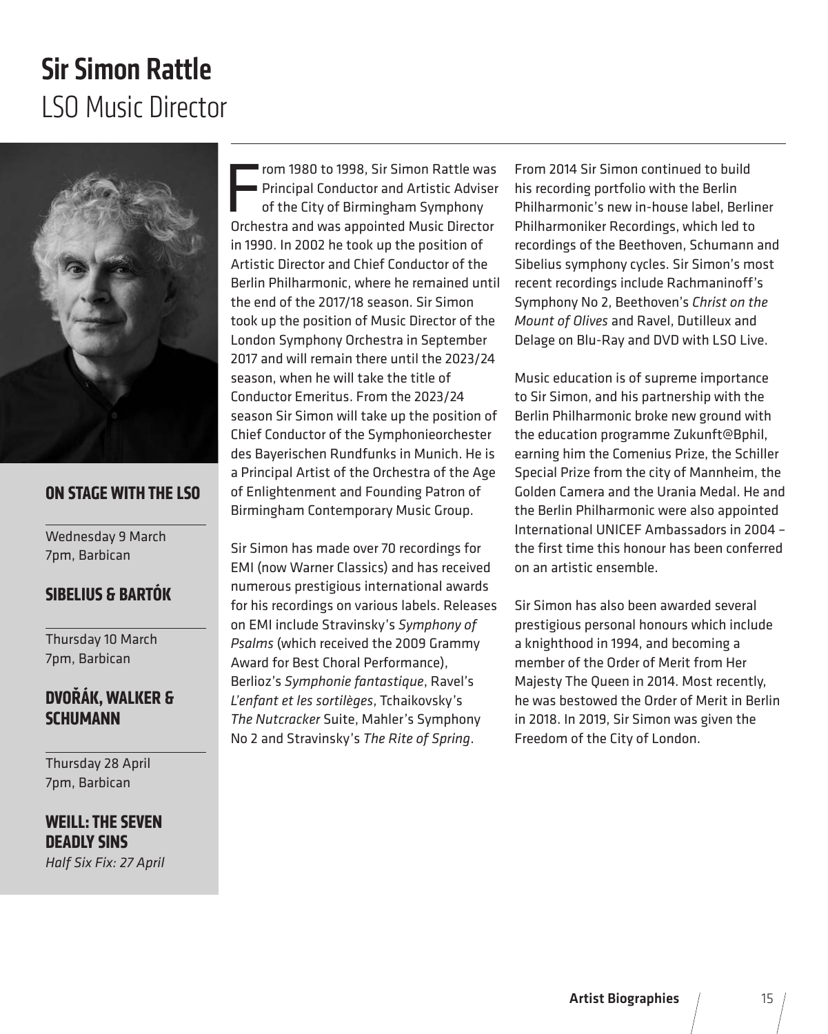# Sir Simon Rattle

## LSO Music Director

From 1980 to 1998, Sir Simon Rattle was Principal Conductor and Artistic Adviser of the City of Birmingham Symphony Orchestra and was appointed Music Director in 1990. In 2002 he took up the position of Artistic Director and Chief Conductor of the Berlin Philharmonic, where he remained until the end of the 2017/18 season. Sir Simon took up the position of Music Director of the London Symphony Orchestra in September 2017 and will remain there until the 2023/24 season, when he will take the title of Conductor Emeritus. From the 2023/24 season Sir Simon will take up the position of Chief Conductor of the Symphonieorchester des Bayerischen Rundfunks in Munich. He is a Principal Artist of the Orchestra of the Age of Enlightenment and Founding Patron of Birmingham Contemporary Music Group.

Sir Simon has made over 70 recordings for EMI (now Warner Classics) and has received numerous prestigious international awards for his recordings on various labels. Releases on EMI include Stravinsky's *Symphony of Psalms* (which received the 2009 Grammy Award for Best Choral Performance), Berlioz's *Symphonie fantastique*, Ravel's *L'enfant et les sortilèges*, Tchaikovsky's *The Nutcracker* Suite, Mahler's Symphony No 2 and Stravinsky's *The Rite of Spring*.

From 2014 Sir Simon continued to build his recording portfolio with the Berlin Philharmonic's new in-house label, Berliner Philharmoniker Recordings, which led to recordings of the Beethoven, Schumann and Sibelius symphony cycles. Sir Simon's most recent recordings include Rachmaninoff's Symphony No 2, Beethoven's *Christ on the Mount of Olives* and Ravel, Dutilleux and Delage on Blu-Ray and DVD with LSO Live.

Music education is of supreme importance to Sir Simon, and his partnership with the Berlin Philharmonic broke new ground with the education programme Zukunft@Bphil, earning him the Comenius Prize, the Schiller Special Prize from the city of Mannheim, the Golden Camera and the Urania Medal. He and the Berlin Philharmonic were also appointed International UNICEF Ambassadors in 2004 – the first time this honour has been conferred on an artistic ensemble.

Sir Simon has also been awarded several prestigious personal honours which include a knighthood in 1994, and becoming a member of the Order of Merit from Her Majesty The Queen in 2014. Most recently, he was bestowed the Order of Merit in Berlin in 2018. In 2019, Sir Simon was given the Freedom of the City of London.

### On Stage with the LSO

Wednesday 9 March
7pm, Barbican

**SIBELIUS & BARTÓK**

Thursday 10 March
7pm, Barbican

**DVOŘÁK, WALKER & SCHUMANN**

Thursday 28 April
7pm, Barbican

**WEILL: THE SEVEN DEADLY SINS**
*Half Six Fix: 27 April*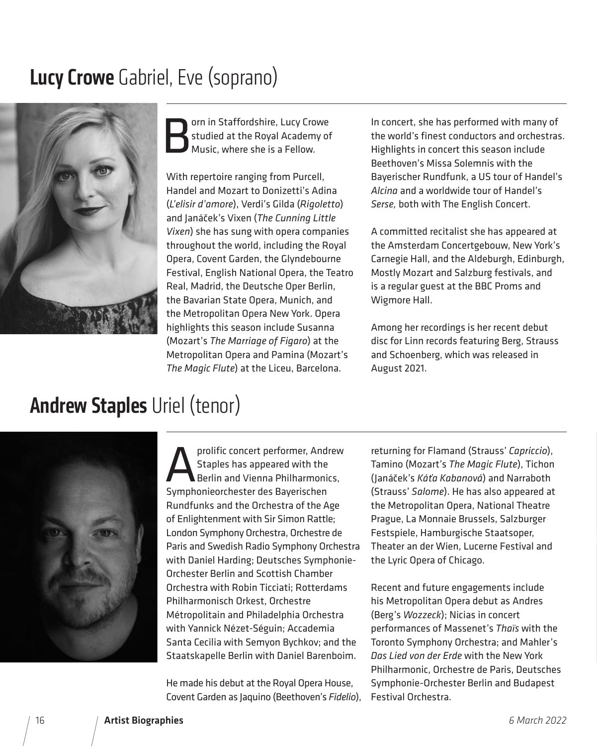## **Lucy Crowe** Gabriel, Eve (soprano)

Born in Staffordshire, Lucy Crowe studied at the Royal Academy of Music, where she is a Fellow.

With repertoire ranging from Purcell, Handel and Mozart to Donizetti's Adina (*L'elisir d'amore*), Verdi's Gilda (*Rigoletto*) and Janáček's Vixen (*The Cunning Little Vixen*) she has sung with opera companies throughout the world, including the Royal Opera, Covent Garden, the Glyndebourne Festival, English National Opera, the Teatro Real, Madrid, the Deutsche Oper Berlin, the Bavarian State Opera, Munich, and the Metropolitan Opera New York. Opera highlights this season include Susanna (Mozart's *The Marriage of Figaro*) at the Metropolitan Opera and Pamina (Mozart's *The Magic Flute*) at the Liceu, Barcelona.

In concert, she has performed with many of the world's finest conductors and orchestras. Highlights in concert this season include Beethoven's Missa Solemnis with the Bayerischer Rundfunk, a US tour of Handel's *Alcina* and a worldwide tour of Handel's *Serse,* both with The English Concert.

A committed recitalist she has appeared at the Amsterdam Concertgebouw, New York's Carnegie Hall, and the Aldeburgh, Edinburgh, Mostly Mozart and Salzburg festivals, and is a regular guest at the BBC Proms and Wigmore Hall.

Among her recordings is her recent debut disc for Linn records featuring Berg, Strauss and Schoenberg, which was released in August 2021.

## **Andrew Staples** Uriel (tenor)

A prolific concert performer, Andrew Staples has appeared with the Berlin and Vienna Philharmonics, Symphonieorchester des Bayerischen Rundfunks and the Orchestra of the Age of Enlightenment with Sir Simon Rattle; London Symphony Orchestra, Orchestre de Paris and Swedish Radio Symphony Orchestra with Daniel Harding; Deutsches Symphonie-Orchester Berlin and Scottish Chamber Orchestra with Robin Ticciati; Rotterdams Philharmonisch Orkest, Orchestre Métropolitain and Philadelphia Orchestra with Yannick Nézet-Séguin; Accademia Santa Cecilia with Semyon Bychkov; and the Staatskapelle Berlin with Daniel Barenboim.

He made his debut at the Royal Opera House, Covent Garden as Jaquino (Beethoven's *Fidelio*), returning for Flamand (Strauss' *Capriccio*), Tamino (Mozart's *The Magic Flute*), Tichon (Janáček's *Káťa Kabanová*) and Narraboth (Strauss' *Salome*). He has also appeared at the Metropolitan Opera, National Theatre Prague, La Monnaie Brussels, Salzburger Festspiele, Hamburgische Staatsoper, Theater an der Wien, Lucerne Festival and the Lyric Opera of Chicago.

Recent and future engagements include his Metropolitan Opera debut as Andres (Berg's *Wozzeck*); Nicias in concert performances of Massenet's *Thaïs* with the Toronto Symphony Orchestra; and Mahler's *Das Lied von der Erde* with the New York Philharmonic, Orchestre de Paris, Deutsches Symphonie-Orchester Berlin and Budapest Festival Orchestra.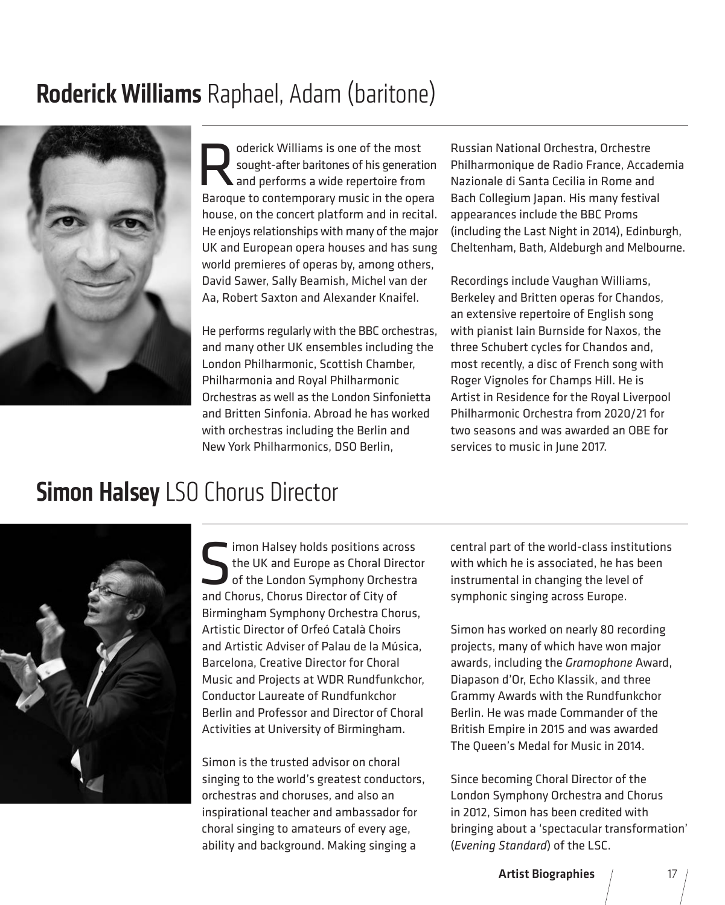## **Roderick Williams** Raphael, Adam (baritone)

Roderick Williams is one of the most sought-after baritones of his generation and performs a wide repertoire from Baroque to contemporary music in the opera house, on the concert platform and in recital. He enjoys relationships with many of the major UK and European opera houses and has sung world premieres of operas by, among others, David Sawer, Sally Beamish, Michel van der Aa, Robert Saxton and Alexander Knaifel.

He performs regularly with the BBC orchestras, and many other UK ensembles including the London Philharmonic, Scottish Chamber, Philharmonia and Royal Philharmonic Orchestras as well as the London Sinfonietta and Britten Sinfonia. Abroad he has worked with orchestras including the Berlin and New York Philharmonics, DSO Berlin, Russian National Orchestra, Orchestre Philharmonique de Radio France, Accademia Nazionale di Santa Cecilia in Rome and Bach Collegium Japan. His many festival appearances include the BBC Proms (including the Last Night in 2014), Edinburgh, Cheltenham, Bath, Aldeburgh and Melbourne.

Recordings include Vaughan Williams, Berkeley and Britten operas for Chandos, an extensive repertoire of English song with pianist Iain Burnside for Naxos, the three Schubert cycles for Chandos and, most recently, a disc of French song with Roger Vignoles for Champs Hill. He is Artist in Residence for the Royal Liverpool Philharmonic Orchestra from 2020/21 for two seasons and was awarded an OBE for services to music in June 2017.

## **Simon Halsey** LSO Chorus Director

Simon Halsey holds positions across the UK and Europe as Choral Director of the London Symphony Orchestra and Chorus, Chorus Director of City of Birmingham Symphony Orchestra Chorus, Artistic Director of Orfeó Català Choirs and Artistic Adviser of Palau de la Música, Barcelona, Creative Director for Choral Music and Projects at WDR Rundfunkchor, Conductor Laureate of Rundfunkchor Berlin and Professor and Director of Choral Activities at University of Birmingham.

Simon is the trusted advisor on choral singing to the world's greatest conductors, orchestras and choruses, and also an inspirational teacher and ambassador for choral singing to amateurs of every age, ability and background. Making singing a central part of the world-class institutions with which he is associated, he has been instrumental in changing the level of symphonic singing across Europe.

Simon has worked on nearly 80 recording projects, many of which have won major awards, including the *Gramophone* Award, Diapason d'Or, Echo Klassik, and three Grammy Awards with the Rundfunkchor Berlin. He was made Commander of the British Empire in 2015 and was awarded The Queen's Medal for Music in 2014.

Since becoming Choral Director of the London Symphony Orchestra and Chorus in 2012, Simon has been credited with bringing about a 'spectacular transformation' (*Evening Standard*) of the LSC.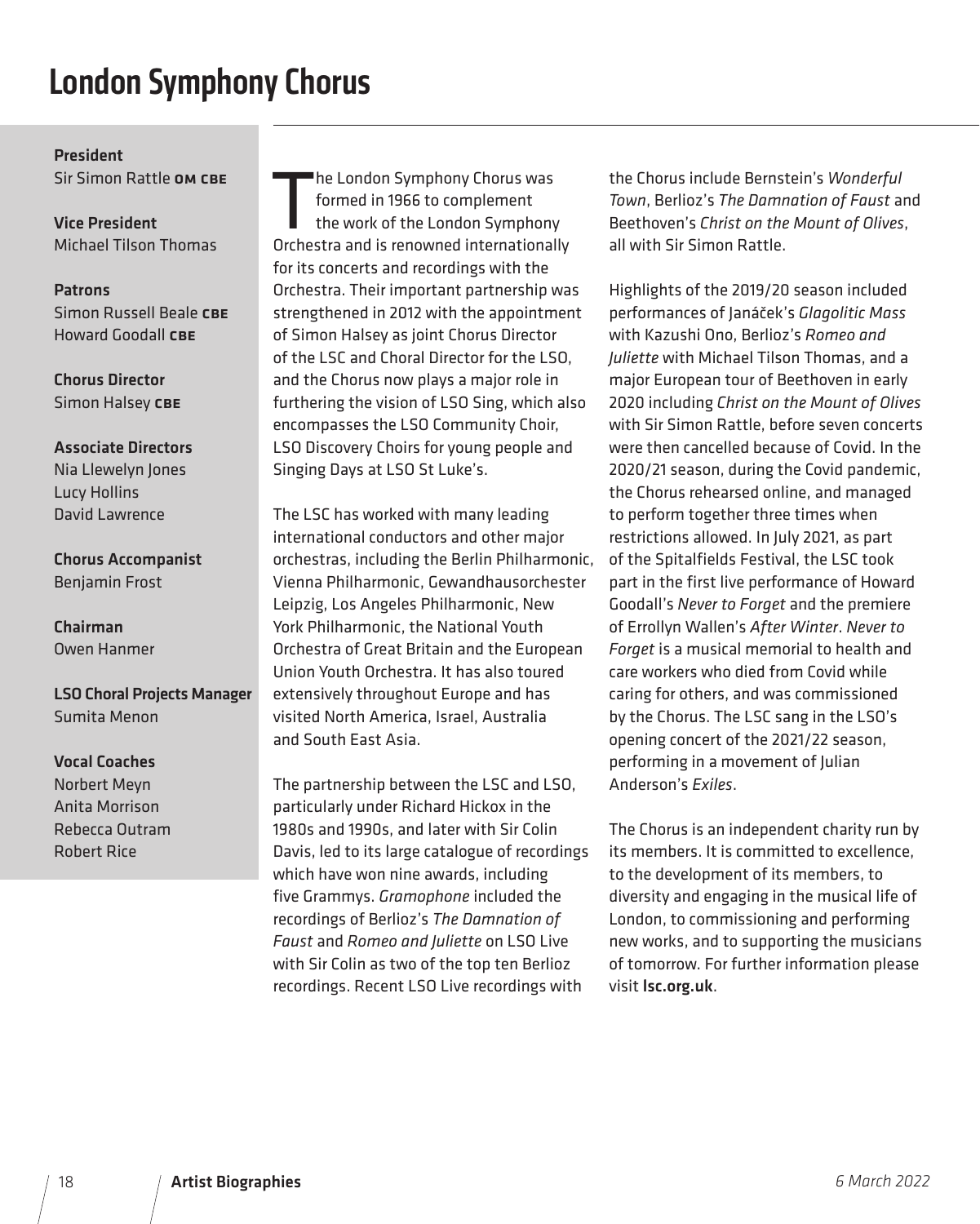# London Symphony Chorus

**President**
Sir Simon Rattle **OM CBE**

**Vice President**
Michael Tilson Thomas

**Patrons**
Simon Russell Beale **CBE**
Howard Goodall **CBE**

**Chorus Director**
Simon Halsey **CBE**

**Associate Directors**
Nia Llewelyn Jones
Lucy Hollins
David Lawrence

**Chorus Accompanist**
Benjamin Frost

**Chairman**
Owen Hanmer

**LSO Choral Projects Manager**
Sumita Menon

**Vocal Coaches**
Norbert Meyn
Anita Morrison
Rebecca Outram
Robert Rice

The London Symphony Chorus was formed in 1966 to complement the work of the London Symphony Orchestra and is renowned internationally for its concerts and recordings with the Orchestra. Their important partnership was strengthened in 2012 with the appointment of Simon Halsey as joint Chorus Director of the LSC and Choral Director for the LSO, and the Chorus now plays a major role in furthering the vision of LSO Sing, which also encompasses the LSO Community Choir, LSO Discovery Choirs for young people and Singing Days at LSO St Luke's.

The LSC has worked with many leading international conductors and other major orchestras, including the Berlin Philharmonic, Vienna Philharmonic, Gewandhausorchester Leipzig, Los Angeles Philharmonic, New York Philharmonic, the National Youth Orchestra of Great Britain and the European Union Youth Orchestra. It has also toured extensively throughout Europe and has visited North America, Israel, Australia and South East Asia.

The partnership between the LSC and LSO, particularly under Richard Hickox in the 1980s and 1990s, and later with Sir Colin Davis, led to its large catalogue of recordings which have won nine awards, including five Grammys. *Gramophone* included the recordings of Berlioz's *The Damnation of Faust* and *Romeo and Juliette* on LSO Live with Sir Colin as two of the top ten Berlioz recordings. Recent LSO Live recordings with the Chorus include Bernstein's *Wonderful Town*, Berlioz's *The Damnation of Faust* and Beethoven's *Christ on the Mount of Olives*, all with Sir Simon Rattle.

Highlights of the 2019/20 season included performances of Janáček's *Glagolitic Mass* with Kazushi Ono, Berlioz's *Romeo and Juliette* with Michael Tilson Thomas, and a major European tour of Beethoven in early 2020 including *Christ on the Mount of Olives* with Sir Simon Rattle, before seven concerts were then cancelled because of Covid. In the 2020/21 season, during the Covid pandemic, the Chorus rehearsed online, and managed to perform together three times when restrictions allowed. In July 2021, as part of the Spitalfields Festival, the LSC took part in the first live performance of Howard Goodall's *Never to Forget* and the premiere of Errollyn Wallen's *After Winter*. *Never to Forget* is a musical memorial to health and care workers who died from Covid while caring for others, and was commissioned by the Chorus. The LSC sang in the LSO's opening concert of the 2021/22 season, performing in a movement of Julian Anderson's *Exiles*.

The Chorus is an independent charity run by its members. It is committed to excellence, to the development of its members, to diversity and engaging in the musical life of London, to commissioning and performing new works, and to supporting the musicians of tomorrow. For further information please visit **lsc.org.uk**.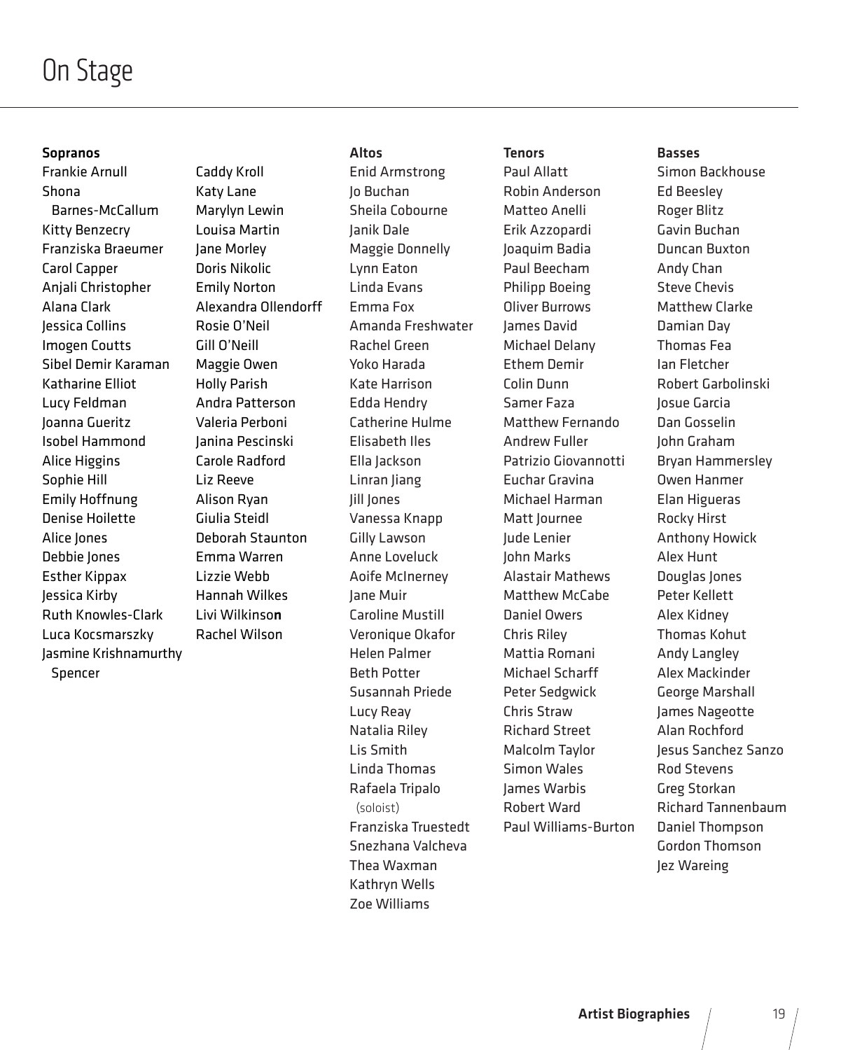# On Stage

**Sopranos**

Frankie Arnull
Shona Barnes-McCallum
Kitty Benzecry
Franziska Braeumer
Carol Capper
Anjali Christopher
Alana Clark
Jessica Collins
Imogen Coutts
Sibel Demir Karaman
Katharine Elliot
Lucy Feldman
Joanna Gueritz
Isobel Hammond
Alice Higgins
Sophie Hill
Emily Hoffnung
Denise Hoilette
Alice Jones
Debbie Jones
Esther Kippax
Jessica Kirby
Ruth Knowles-Clark
Luca Kocsmarszky
Jasmine Krishnamurthy Spencer
Caddy Kroll
Katy Lane
Marylyn Lewin
Louisa Martin
Jane Morley
Doris Nikolic
Emily Norton
Alexandra Ollendorff
Rosie O'Neil
Gill O'Neill
Maggie Owen
Holly Parish
Andra Patterson
Valeria Perboni
Janina Pescinski
Carole Radford
Liz Reeve
Alison Ryan
Giulia Steidl
Deborah Staunton
Emma Warren
Lizzie Webb
Hannah Wilkes
Livi Wilkinson
Rachel Wilson

**Altos**

Enid Armstrong
Jo Buchan
Sheila Cobourne
Janik Dale
Maggie Donnelly
Lynn Eaton
Linda Evans
Emma Fox
Amanda Freshwater
Rachel Green
Yoko Harada
Kate Harrison
Edda Hendry
Catherine Hulme
Elisabeth Iles
Ella Jackson
Linran Jiang
Jill Jones
Vanessa Knapp
Gilly Lawson
Anne Loveluck
Aoife McInerney
Jane Muir
Caroline Mustill
Veronique Okafor
Helen Palmer
Beth Potter
Susannah Priede
Lucy Reay
Natalia Riley
Lis Smith
Linda Thomas
Rafaela Tripalo (soloist)
Franziska Truestedt
Snezhana Valcheva
Thea Waxman
Kathryn Wells
Zoe Williams

**Tenors**

Paul Allatt
Robin Anderson
Matteo Anelli
Erik Azzopardi
Joaquim Badia
Paul Beecham
Philipp Boeing
Oliver Burrows
James David
Michael Delany
Ethem Demir
Colin Dunn
Samer Faza
Matthew Fernando
Andrew Fuller
Patrizio Giovannotti
Euchar Gravina
Michael Harman
Matt Journee
Jude Lenier
John Marks
Alastair Mathews
Matthew McCabe
Daniel Owers
Chris Riley
Mattia Romani
Michael Scharff
Peter Sedgwick
Chris Straw
Richard Street
Malcolm Taylor
Simon Wales
James Warbis
Robert Ward
Paul Williams-Burton

**Basses**

Simon Backhouse
Ed Beesley
Roger Blitz
Gavin Buchan
Duncan Buxton
Andy Chan
Steve Chevis
Matthew Clarke
Damian Day
Thomas Fea
Ian Fletcher
Robert Garbolinski
Josue Garcia
Dan Gosselin
John Graham
Bryan Hammersley
Owen Hanmer
Elan Higueras
Rocky Hirst
Anthony Howick
Alex Hunt
Douglas Jones
Peter Kellett
Alex Kidney
Thomas Kohut
Andy Langley
Alex Mackinder
George Marshall
James Nageotte
Alan Rochford
Jesus Sanchez Sanzo
Rod Stevens
Greg Storkan
Richard Tannenbaum
Daniel Thompson
Gordon Thomson
Jez Wareing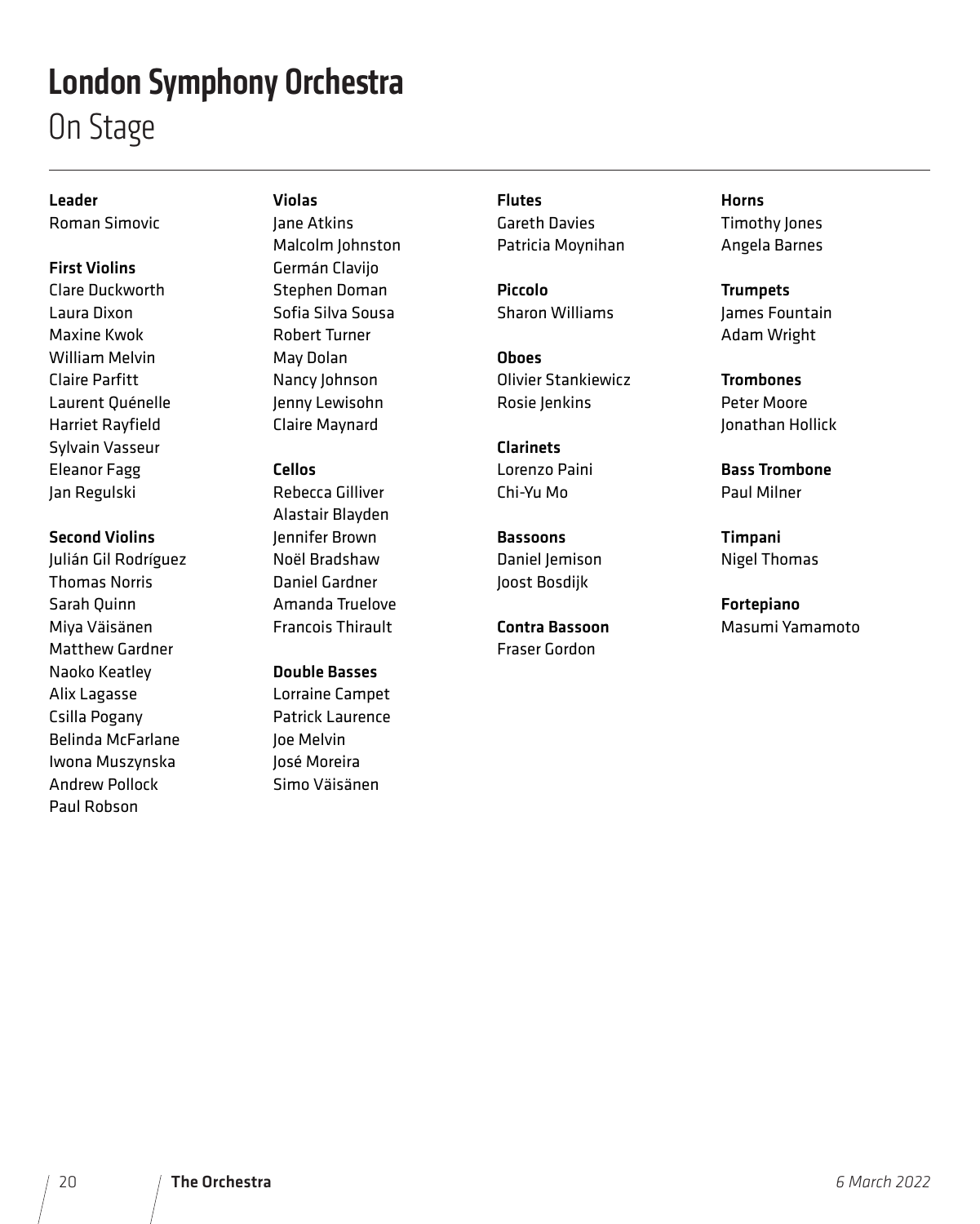# London Symphony Orchestra

## On Stage

**Leader**
Roman Simovic

**First Violins**
Clare Duckworth
Laura Dixon
Maxine Kwok
William Melvin
Claire Parfitt
Laurent Quénelle
Harriet Rayfield
Sylvain Vasseur
Eleanor Fagg
Jan Regulski

**Second Violins**
Julián Gil Rodríguez
Thomas Norris
Sarah Quinn
Miya Väisänen
Matthew Gardner
Naoko Keatley
Alix Lagasse
Csilla Pogany
Belinda McFarlane
Iwona Muszynska
Andrew Pollock
Paul Robson

**Violas**
Jane Atkins
Malcolm Johnston
Germán Clavijo
Stephen Doman
Sofia Silva Sousa
Robert Turner
May Dolan
Nancy Johnson
Jenny Lewisohn
Claire Maynard

**Cellos**
Rebecca Gilliver
Alastair Blayden
Jennifer Brown
Noël Bradshaw
Daniel Gardner
Amanda Truelove
Francois Thirault

**Double Basses**
Lorraine Campet
Patrick Laurence
Joe Melvin
José Moreira
Simo Väisänen

**Flutes**
Gareth Davies
Patricia Moynihan

**Piccolo**
Sharon Williams

**Oboes**
Olivier Stankiewicz
Rosie Jenkins

**Clarinets**
Lorenzo Paini
Chi-Yu Mo

**Bassoons**
Daniel Jemison
Joost Bosdijk

**Contra Bassoon**
Fraser Gordon

**Horns**
Timothy Jones
Angela Barnes

**Trumpets**
James Fountain
Adam Wright

**Trombones**
Peter Moore
Jonathan Hollick

**Bass Trombone**
Paul Milner

**Timpani**
Nigel Thomas

**Fortepiano**
Masumi Yamamoto